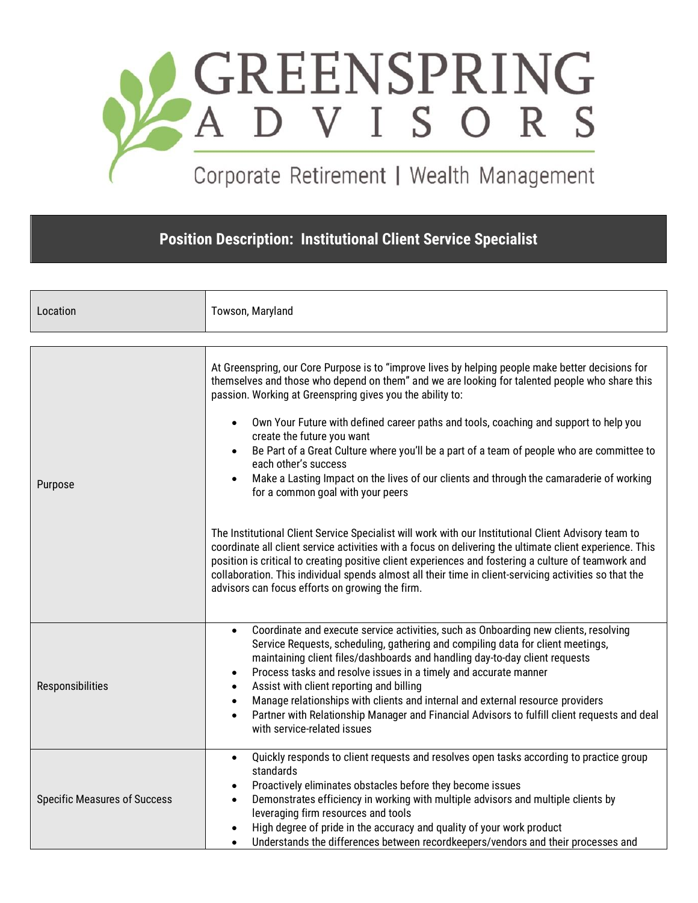# GREENSPRING ADVISORS

Corporate Retirement | Wealth Management

## Position Description: Institutional Client Service Specialist

| | |
|---|---|
| Location | Towson, Maryland |
| Purpose | At Greenspring, our Core Purpose is to "improve lives by helping people make better decisions for themselves and those who depend on them" and we are looking for talented people who share this passion. Working at Greenspring gives you the ability to:<br><ul><li>Own Your Future with defined career paths and tools, coaching and support to help you create the future you want</li><li>Be Part of a Great Culture where you'll be a part of a team of people who are committee to each other's success</li><li>Make a Lasting Impact on the lives of our clients and through the camaraderie of working for a common goal with your peers</li></ul>The Institutional Client Service Specialist will work with our Institutional Client Advisory team to coordinate all client service activities with a focus on delivering the ultimate client experience. This position is critical to creating positive client experiences and fostering a culture of teamwork and collaboration. This individual spends almost all their time in client-servicing activities so that the advisors can focus efforts on growing the firm. |
| Responsibilities | <ul><li>Coordinate and execute service activities, such as Onboarding new clients, resolving Service Requests, scheduling, gathering and compiling data for client meetings, maintaining client files/dashboards and handling day-to-day client requests</li><li>Process tasks and resolve issues in a timely and accurate manner</li><li>Assist with client reporting and billing</li><li>Manage relationships with clients and internal and external resource providers</li><li>Partner with Relationship Manager and Financial Advisors to fulfill client requests and deal with service-related issues</li></ul> |
| Specific Measures of Success | <ul><li>Quickly responds to client requests and resolves open tasks according to practice group standards</li><li>Proactively eliminates obstacles before they become issues</li><li>Demonstrates efficiency in working with multiple advisors and multiple clients by leveraging firm resources and tools</li><li>High degree of pride in the accuracy and quality of your work product</li><li>Understands the differences between recordkeepers/vendors and their processes and</li></ul> |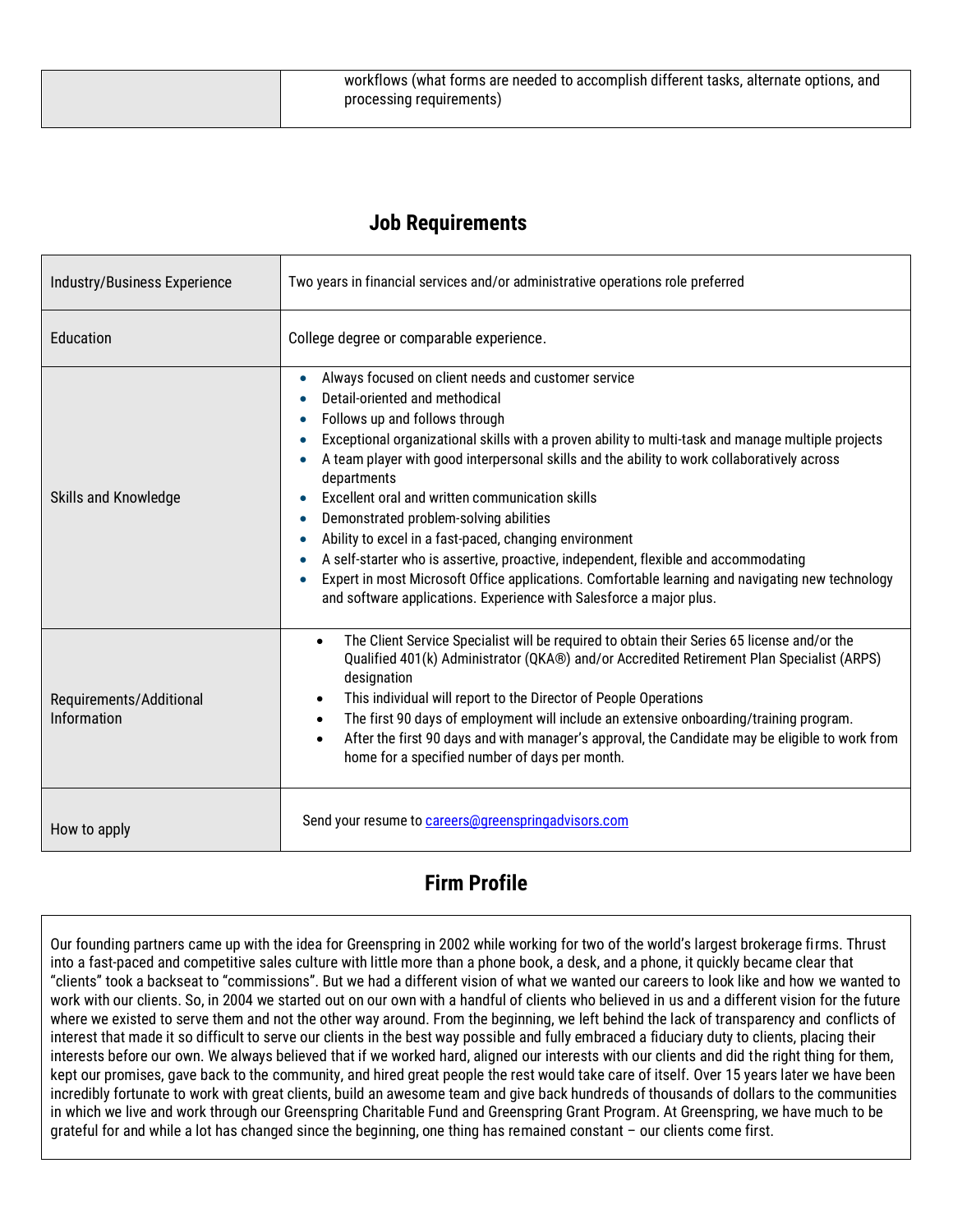| | workflows (what forms are needed to accomplish different tasks, alternate options, and processing requirements) |
|---|---|

## Job Requirements

| | |
|---|---|
| Industry/Business Experience | Two years in financial services and/or administrative operations role preferred |
| Education | College degree or comparable experience. |
| Skills and Knowledge | • Always focused on client needs and customer service<br>• Detail-oriented and methodical<br>• Follows up and follows through<br>• Exceptional organizational skills with a proven ability to multi-task and manage multiple projects<br>• A team player with good interpersonal skills and the ability to work collaboratively across departments<br>• Excellent oral and written communication skills<br>• Demonstrated problem-solving abilities<br>• Ability to excel in a fast-paced, changing environment<br>• A self-starter who is assertive, proactive, independent, flexible and accommodating<br>• Expert in most Microsoft Office applications. Comfortable learning and navigating new technology and software applications. Experience with Salesforce a major plus. |
| Requirements/Additional Information | • The Client Service Specialist will be required to obtain their Series 65 license and/or the Qualified 401(k) Administrator (QKA®) and/or Accredited Retirement Plan Specialist (ARPS) designation<br>• This individual will report to the Director of People Operations<br>• The first 90 days of employment will include an extensive onboarding/training program.<br>• After the first 90 days and with manager's approval, the Candidate may be eligible to work from home for a specified number of days per month. |
| How to apply | Send your resume to careers@greenspringadvisors.com |

## Firm Profile

Our founding partners came up with the idea for Greenspring in 2002 while working for two of the world's largest brokerage firms. Thrust into a fast-paced and competitive sales culture with little more than a phone book, a desk, and a phone, it quickly became clear that "clients" took a backseat to "commissions". But we had a different vision of what we wanted our careers to look like and how we wanted to work with our clients. So, in 2004 we started out on our own with a handful of clients who believed in us and a different vision for the future where we existed to serve them and not the other way around. From the beginning, we left behind the lack of transparency and conflicts of interest that made it so difficult to serve our clients in the best way possible and fully embraced a fiduciary duty to clients, placing their interests before our own. We always believed that if we worked hard, aligned our interests with our clients and did the right thing for them, kept our promises, gave back to the community, and hired great people the rest would take care of itself. Over 15 years later we have been incredibly fortunate to work with great clients, build an awesome team and give back hundreds of thousands of dollars to the communities in which we live and work through our Greenspring Charitable Fund and Greenspring Grant Program. At Greenspring, we have much to be grateful for and while a lot has changed since the beginning, one thing has remained constant – our clients come first.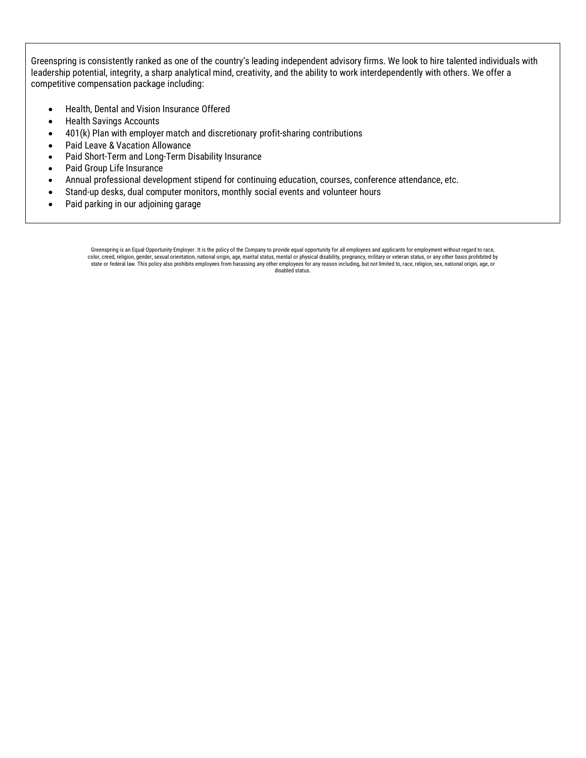Greenspring is consistently ranked as one of the country's leading independent advisory firms. We look to hire talented individuals with leadership potential, integrity, a sharp analytical mind, creativity, and the ability to work interdependently with others. We offer a competitive compensation package including:

- Health, Dental and Vision Insurance Offered
- Health Savings Accounts
- 401(k) Plan with employer match and discretionary profit-sharing contributions
- Paid Leave & Vacation Allowance
- Paid Short-Term and Long-Term Disability Insurance
- Paid Group Life Insurance
- Annual professional development stipend for continuing education, courses, conference attendance, etc.
- Stand-up desks, dual computer monitors, monthly social events and volunteer hours
- Paid parking in our adjoining garage

Greenspring is an Equal Opportunity Employer. It is the policy of the Company to provide equal opportunity for all employees and applicants for employment without regard to race, color, creed, religion, gender, sexual orientation, national origin, age, marital status, mental or physical disability, pregnancy, military or veteran status, or any other basis prohibited by state or federal law. This policy also prohibits employees from harassing any other employees for any reason including, but not limited to, race, religion, sex, national origin, age, or disabled status.